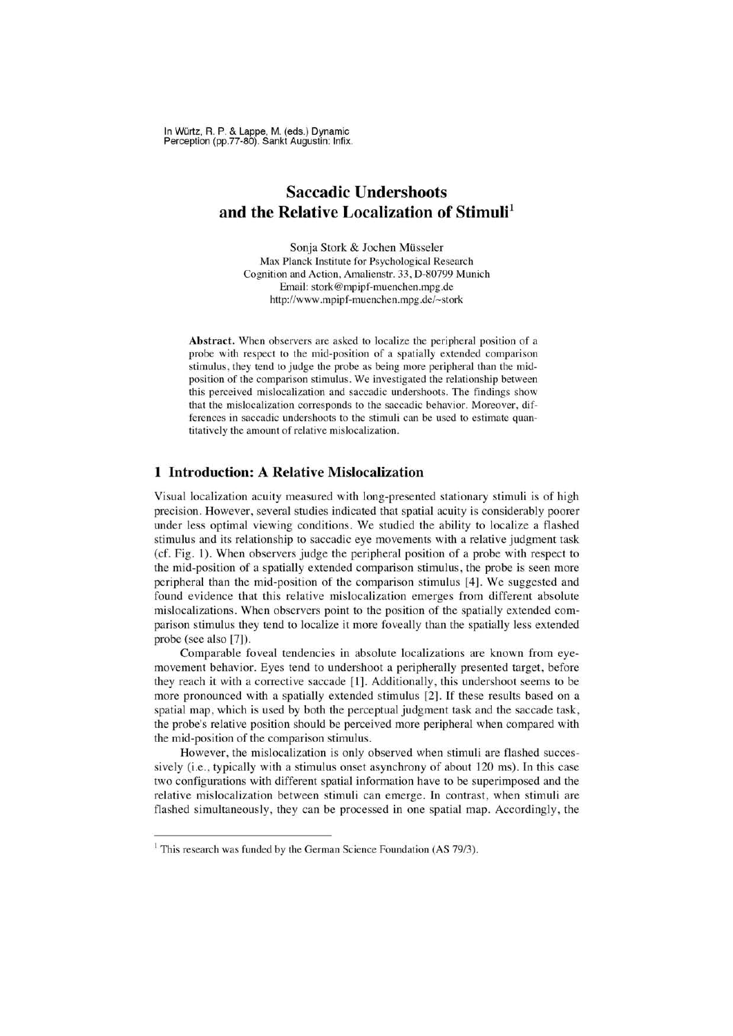In Würtz, R. P. & Lappe, M. (eds.) Dynamic Perception (pp.77-80). Sankt Augustin: Infix.

# Saccadic Undershoots and the Relative Localization of Stimuli[1]

Sonja Stork & Jochen Müsseler
Max Planck Institute for Psychological Research
Cognition and Action, Amalienstr. 33, D-80799 Munich
Email: stork@mpipf-muenchen.mpg.de
http://www.mpipf-muenchen.mpg.de/~stork

**Abstract.** When observers are asked to localize the peripheral position of a probe with respect to the mid-position of a spatially extended comparison stimulus, they tend to judge the probe as being more peripheral than the mid-position of the comparison stimulus. We investigated the relationship between this perceived mislocalization and saccadic undershoots. The findings show that the mislocalization corresponds to the saccadic behavior. Moreover, differences in saccadic undershoots to the stimuli can be used to estimate quantitatively the amount of relative mislocalization.

## 1 Introduction: A Relative Mislocalization

Visual localization acuity measured with long-presented stationary stimuli is of high precision. However, several studies indicated that spatial acuity is considerably poorer under less optimal viewing conditions. We studied the ability to localize a flashed stimulus and its relationship to saccadic eye movements with a relative judgment task (cf. Fig. 1). When observers judge the peripheral position of a probe with respect to the mid-position of a spatially extended comparison stimulus, the probe is seen more peripheral than the mid-position of the comparison stimulus [4]. We suggested and found evidence that this relative mislocalization emerges from different absolute mislocalizations. When observers point to the position of the spatially extended comparison stimulus they tend to localize it more foveally than the spatially less extended probe (see also [7]).

Comparable foveal tendencies in absolute localizations are known from eye-movement behavior. Eyes tend to undershoot a peripherally presented target, before they reach it with a corrective saccade [1]. Additionally, this undershoot seems to be more pronounced with a spatially extended stimulus [2]. If these results based on a spatial map, which is used by both the perceptual judgment task and the saccade task, the probe's relative position should be perceived more peripheral when compared with the mid-position of the comparison stimulus.

However, the mislocalization is only observed when stimuli are flashed successively (i.e., typically with a stimulus onset asynchrony of about 120 ms). In this case two configurations with different spatial information have to be superimposed and the relative mislocalization between stimuli can emerge. In contrast, when stimuli are flashed simultaneously, they can be processed in one spatial map. Accordingly, the

[1] This research was funded by the German Science Foundation (AS 79/3).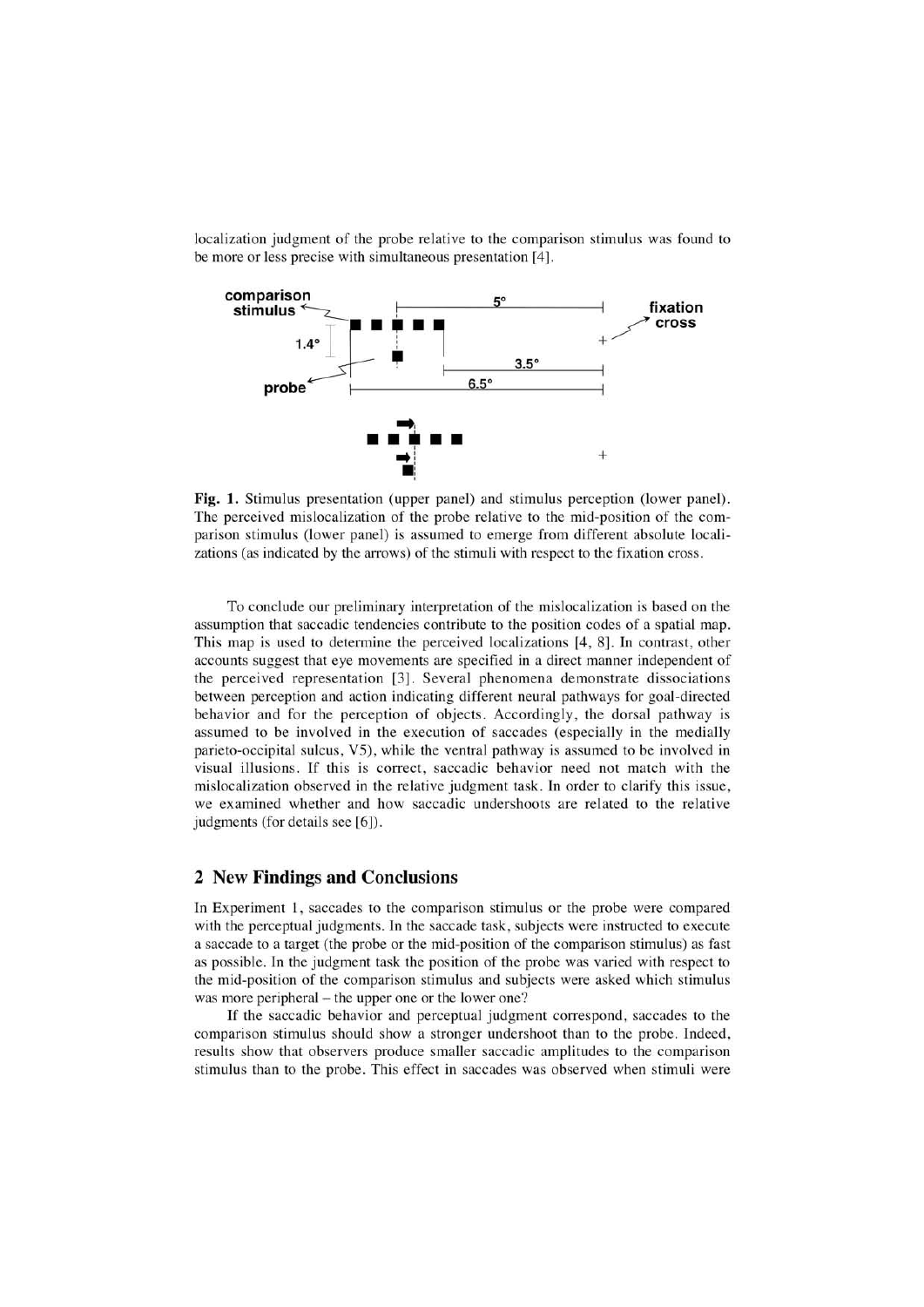localization judgment of the probe relative to the comparison stimulus was found to be more or less precise with simultaneous presentation [4].

**Fig. 1.** Stimulus presentation (upper panel) and stimulus perception (lower panel). The perceived mislocalization of the probe relative to the mid-position of the comparison stimulus (lower panel) is assumed to emerge from different absolute localizations (as indicated by the arrows) of the stimuli with respect to the fixation cross.

To conclude our preliminary interpretation of the mislocalization is based on the assumption that saccadic tendencies contribute to the position codes of a spatial map. This map is used to determine the perceived localizations [4, 8]. In contrast, other accounts suggest that eye movements are specified in a direct manner independent of the perceived representation [3]. Several phenomena demonstrate dissociations between perception and action indicating different neural pathways for goal-directed behavior and for the perception of objects. Accordingly, the dorsal pathway is assumed to be involved in the execution of saccades (especially in the medially parieto-occipital sulcus, V5), while the ventral pathway is assumed to be involved in visual illusions. If this is correct, saccadic behavior need not match with the mislocalization observed in the relative judgment task. In order to clarify this issue, we examined whether and how saccadic undershoots are related to the relative judgments (for details see [6]).

## 2 New Findings and Conclusions

In Experiment 1, saccades to the comparison stimulus or the probe were compared with the perceptual judgments. In the saccade task, subjects were instructed to execute a saccade to a target (the probe or the mid-position of the comparison stimulus) as fast as possible. In the judgment task the position of the probe was varied with respect to the mid-position of the comparison stimulus and subjects were asked which stimulus was more peripheral – the upper one or the lower one?

If the saccadic behavior and perceptual judgment correspond, saccades to the comparison stimulus should show a stronger undershoot than to the probe. Indeed, results show that observers produce smaller saccadic amplitudes to the comparison stimulus than to the probe. This effect in saccades was observed when stimuli were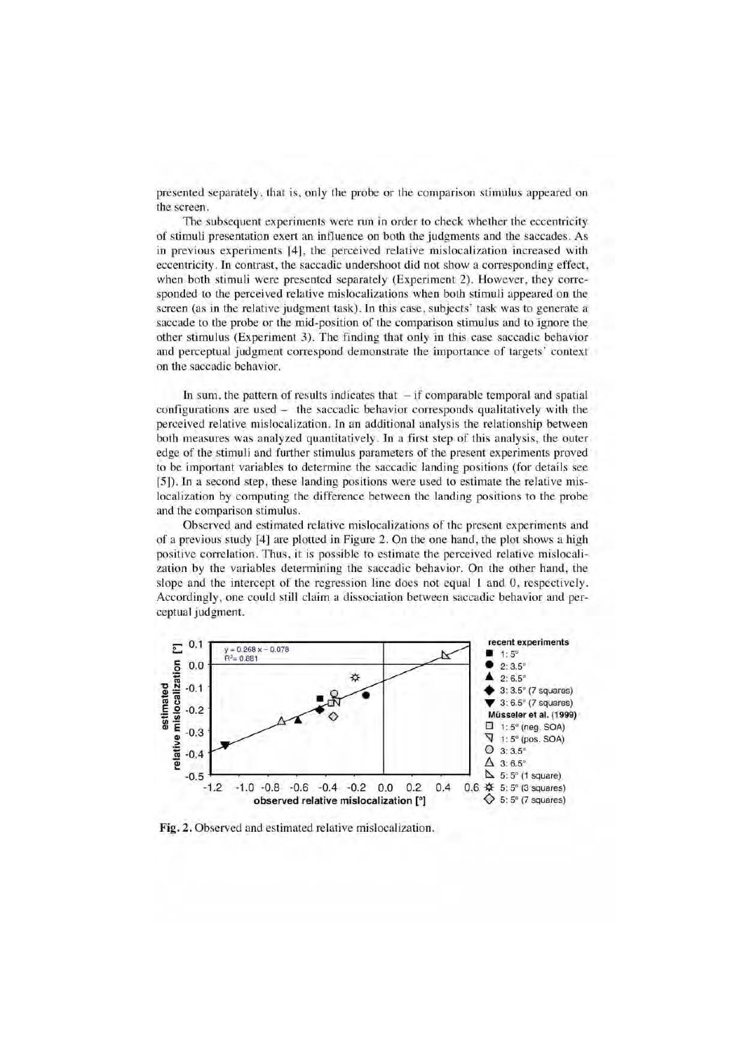presented separately, that is, only the probe or the comparison stimulus appeared on the screen.

The subsequent experiments were run in order to check whether the eccentricity of stimuli presentation exert an influence on both the judgments and the saccades. As in previous experiments [4], the perceived relative mislocalization increased with eccentricity. In contrast, the saccadic undershoot did not show a corresponding effect, when both stimuli were presented separately (Experiment 2). However, they corresponded to the perceived relative mislocalizations when both stimuli appeared on the screen (as in the relative judgment task). In this case, subjects' task was to generate a saccade to the probe or the mid-position of the comparison stimulus and to ignore the other stimulus (Experiment 3). The finding that only in this case saccadic behavior and perceptual judgment correspond demonstrate the importance of targets' context on the saccadic behavior.

In sum, the pattern of results indicates that – if comparable temporal and spatial configurations are used – the saccadic behavior corresponds qualitatively with the perceived relative mislocalization. In an additional analysis the relationship between both measures was analyzed quantitatively. In a first step of this analysis, the outer edge of the stimuli and further stimulus parameters of the present experiments proved to be important variables to determine the saccadic landing positions (for details see [5]). In a second step, these landing positions were used to estimate the relative mislocalization by computing the difference between the landing positions to the probe and the comparison stimulus.

Observed and estimated relative mislocalizations of the present experiments and of a previous study [4] are plotted in Figure 2. On the one hand, the plot shows a high positive correlation. Thus, it is possible to estimate the perceived relative mislocalization by the variables determining the saccadic behavior. On the other hand, the slope and the intercept of the regression line does not equal 1 and 0, respectively. Accordingly, one could still claim a dissociation between saccadic behavior and perceptual judgment.

**Fig. 2.** Observed and estimated relative mislocalization.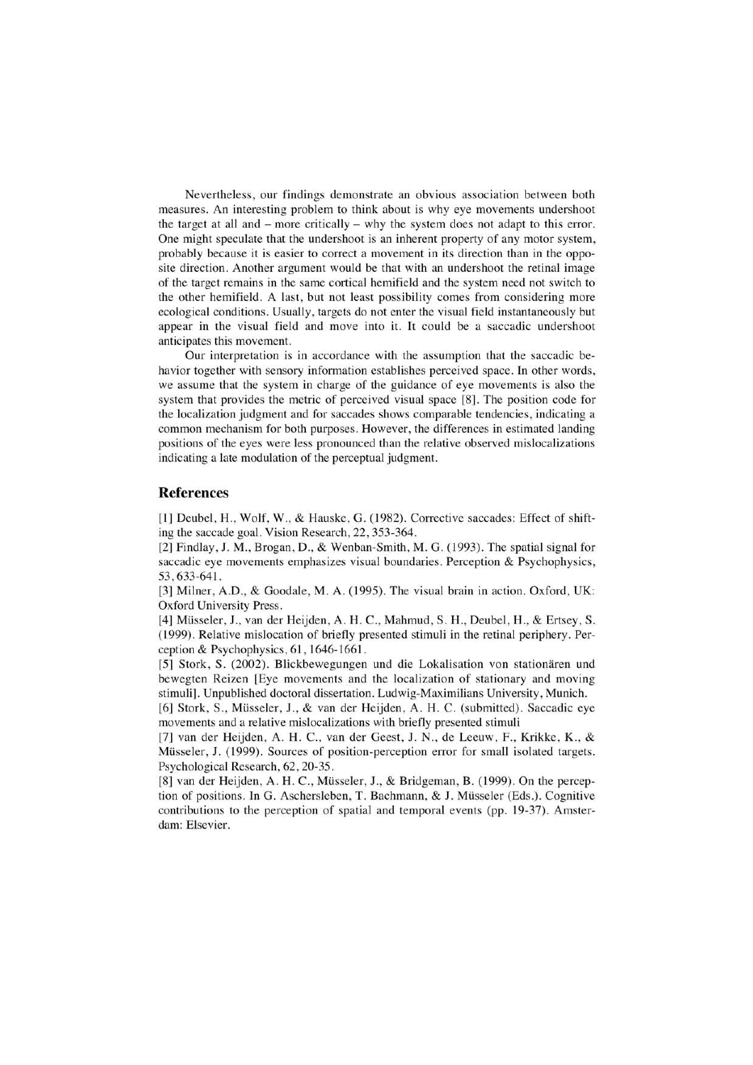Nevertheless, our findings demonstrate an obvious association between both measures. An interesting problem to think about is why eye movements undershoot the target at all and – more critically – why the system does not adapt to this error. One might speculate that the undershoot is an inherent property of any motor system, probably because it is easier to correct a movement in its direction than in the opposite direction. Another argument would be that with an undershoot the retinal image of the target remains in the same cortical hemifield and the system need not switch to the other hemifield. A last, but not least possibility comes from considering more ecological conditions. Usually, targets do not enter the visual field instantaneously but appear in the visual field and move into it. It could be a saccadic undershoot anticipates this movement.

Our interpretation is in accordance with the assumption that the saccadic behavior together with sensory information establishes perceived space. In other words, we assume that the system in charge of the guidance of eye movements is also the system that provides the metric of perceived visual space [8]. The position code for the localization judgment and for saccades shows comparable tendencies, indicating a common mechanism for both purposes. However, the differences in estimated landing positions of the eyes were less pronounced than the relative observed mislocalizations indicating a late modulation of the perceptual judgment.

## References

[1] Deubel, H., Wolf, W., & Hauske, G. (1982). Corrective saccades: Effect of shifting the saccade goal. Vision Research, 22, 353-364.

[2] Findlay, J. M., Brogan, D., & Wenban-Smith, M. G. (1993). The spatial signal for saccadic eye movements emphasizes visual boundaries. Perception & Psychophysics, 53, 633-641.

[3] Milner, A.D., & Goodale, M. A. (1995). The visual brain in action. Oxford, UK: Oxford University Press.

[4] Müsseler, J., van der Heijden, A. H. C., Mahmud, S. H., Deubel, H., & Ertsey, S. (1999). Relative mislocation of briefly presented stimuli in the retinal periphery. Perception & Psychophysics, 61, 1646-1661.

[5] Stork, S. (2002). Blickbewegungen und die Lokalisation von stationären und bewegten Reizen [Eye movements and the localization of stationary and moving stimuli]. Unpublished doctoral dissertation. Ludwig-Maximilians University, Munich.

[6] Stork, S., Müsseler, J., & van der Heijden, A. H. C. (submitted). Saccadic eye movements and a relative mislocalizations with briefly presented stimuli

[7] van der Heijden, A. H. C., van der Geest, J. N., de Leeuw, F., Krikke, K., & Müsseler, J. (1999). Sources of position-perception error for small isolated targets. Psychological Research, 62, 20-35.

[8] van der Heijden, A. H. C., Müsseler, J., & Bridgeman, B. (1999). On the perception of positions. In G. Aschersleben, T. Bachmann, & J. Müsseler (Eds.). Cognitive contributions to the perception of spatial and temporal events (pp. 19-37). Amsterdam: Elsevier.